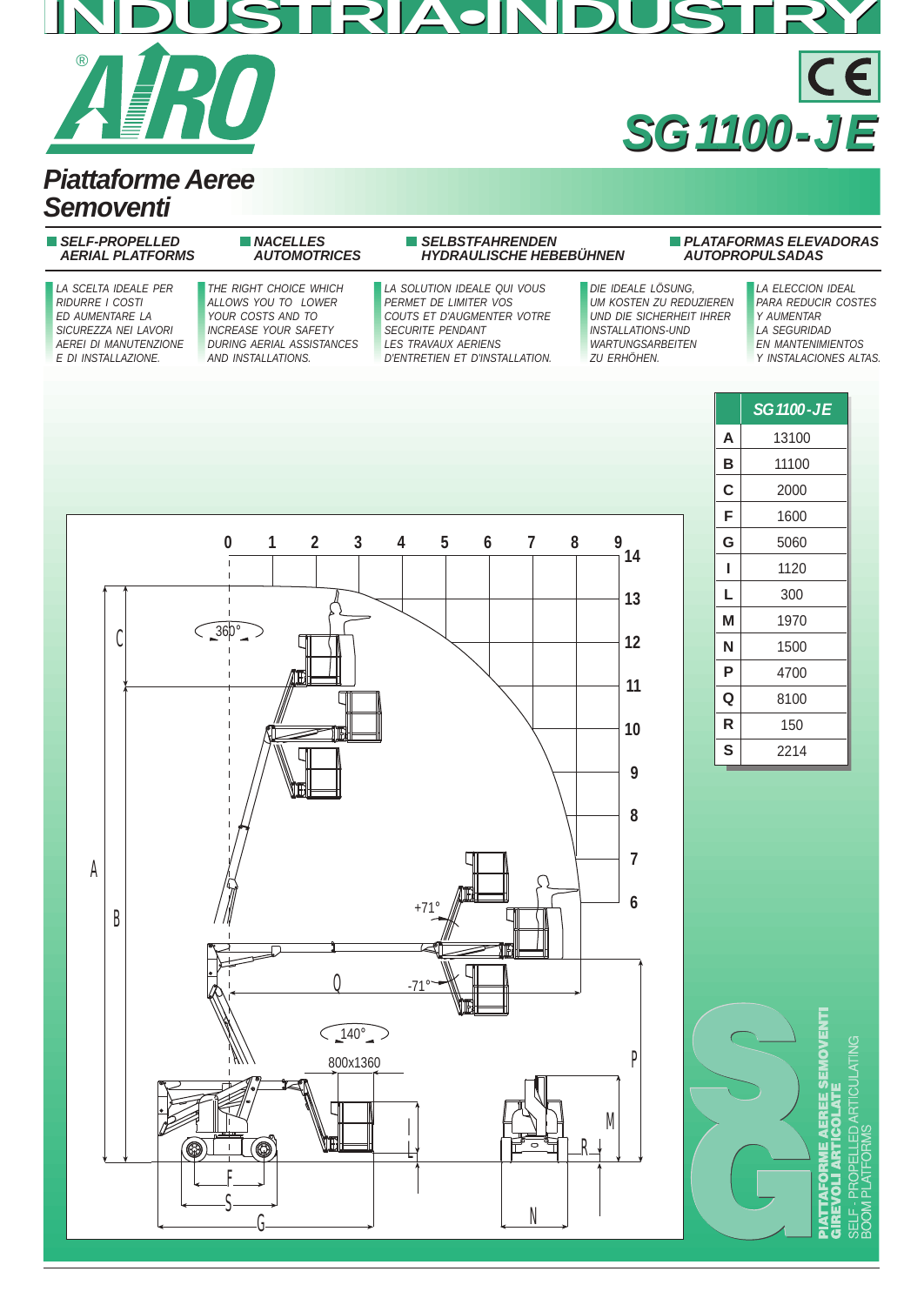# INDUSTRIA•INDUSTRY

AIRO®

**SG 1100-JE**

## Piattaforme Aeree Semoventi

**SELF-PROPELLED AERIAL PLATFORMS** | **NACELLES AUTOMOTRICES** | **SELBSTFAHRENDEN HYDRAULISCHE HEBEBÜHNEN** | **PLATAFORMAS ELEVADORAS AUTOPROPULSADAS**

*LA SCELTA IDEALE PER RIDURRE I COSTI ED AUMENTARE LA SICUREZZA NEI LAVORI AEREI DI MANUTENZIONE E DI INSTALLAZIONE.*

*THE RIGHT CHOICE WHICH ALLOWS YOU TO LOWER YOUR COSTS AND TO INCREASE YOUR SAFETY DURING AERIAL ASSISTANCES AND INSTALLATIONS.*

*LA SOLUTION IDEALE QUI VOUS PERMET DE LIMITER VOS COUTS ET D'AUGMENTER VOTRE SECURITE PENDANT LES TRAVAUX AERIENS D'ENTRETIEN ET D'INSTALLATION.*

*DIE IDEALE LÖSUNG, UM KOSTEN ZU REDUZIEREN UND DIE SICHERHEIT IHRER INSTALLATIONS-UND WARTUNGSARBEITEN ZU ERHÖHEN.*

*LA ELECCION IDEAL PARA REDUCIR COSTES Y AUMENTAR LA SEGURIDAD EN MANTENIMIENTOS Y INSTALACIONES ALTAS.*

| | SG 1100-JE |
|---|---|
| A | 13100 |
| B | 11100 |
| C | 2000 |
| F | 1600 |
| G | 5060 |
| I | 1120 |
| L | 300 |
| M | 1970 |
| N | 1500 |
| P | 4700 |
| Q | 8100 |
| R | 150 |
| S | 2214 |

**PIATTAFORME AEREE SEMOVENTI GIREVOLI ARTICOLATE**

SELF - PROPELLED ARTICULATING BOOM PLATFORMS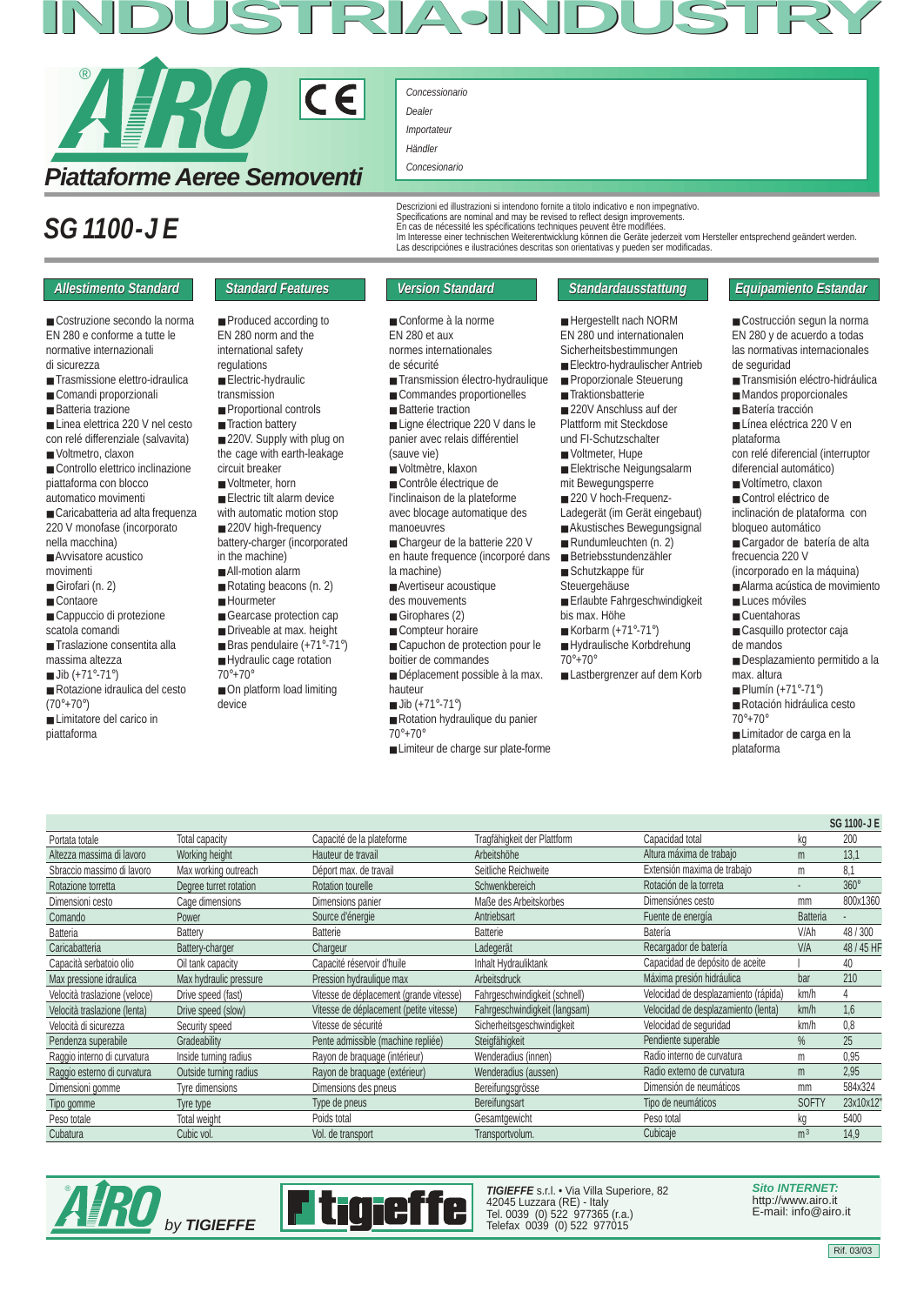# INDUSTRIA•INDUSTRY

AIRO®

CE

*Piattaforme Aeree Semoventi*

*Concessionario*
*Dealer*
*Importateur*
*Händler*
*Concesionario*

## SG 1100-J E

Descrizioni ed illustrazioni si intendono fornite a titolo indicativo e non impegnativo.
Specifications are nominal and may be revised to reflect design improvements.
En cas de nécessité les spécifications techniques peuvent être modifiées.
Im Interesse einer technischen Weiterentwicklung können die Geräte jederzeit vom Hersteller entsprechend geändert werden.
Las descripciónes e ilustraciónes descritas son orientativas y pueden ser modificadas.

### Allestimento Standard

- Costruzione secondo la norma EN 280 e conforme a tutte le normative internazionali di sicurezza
- Trasmissione elettro-idraulica
- Comandi proporzionali
- Batteria trazione
- Linea elettrica 220 V nel cesto con relé differenziale (salvavita)
- Voltmetro, claxon
- Controllo elettrico inclinazione piattaforma con blocco automatico movimenti
- Caricabatteria ad alta frequenza 220 V monofase (incorporato nella macchina)
- Avvisatore acustico movimenti
- Girofari (n. 2)
- Contaore
- Cappuccio di protezione scatola comandi
- Traslazione consentita alla massima altezza
- Jib (+71°-71°)
- Rotazione idraulica del cesto (70°+70°)
- Limitatore del carico in piattaforma

### Standard Features

- Produced according to EN 280 norm and the international safety regulations
- Electric-hydraulic transmission
- Proportional controls
- Traction battery
- 220V. Supply with plug on the cage with earth-leakage circuit breaker
- Voltmeter, horn
- Electric tilt alarm device with automatic motion stop
- 220V high-frequency battery-charger (incorporated in the machine)
- All-motion alarm
- Rotating beacons (n. 2)
- Hourmeter
- Gearcase protection cap
- Driveable at max. height
- Bras pendulaire (+71°-71°)
- Hydraulic cage rotation 70°+70°
- On platform load limiting device

### Version Standard

- Conforme à la norme EN 280 et aux normes internationales de sécurité
- Transmission électro-hydraulique
- Commandes proportionnelles
- Batterie traction
- Ligne électrique 220 V dans le panier avec relais différentiel (sauve vie)
- Voltmètre, klaxon
- Contrôle électrique de l'inclinaison de la plateforme avec blocage automatique des manoeuvres
- Chargeur de la batterie 220 V en haute frequence (incorporé dans la machine)
- Avertiseur acoustique des mouvements
- Girophares (2)
- Compteur horaire
- Capuchon de protection pour le boitier de commandes
- Déplacement possible à la max. hauteur
- Jib (+71°-71°)
- Rotation hydraulique du panier 70°+70°
- Limiteur de charge sur plate-forme

### Standardausstattung

- Hergestellt nach NORM EN 280 und internationalen Sicherheitsbestimmungen
- Elecktro-hydraulischer Antrieb
- Proporzionale Steuerung
- Traktionsbatterie
- 220V Anschluss auf der Plattform mit Steckdose und FI-Schutzschalter
- Voltmeter, Hupe
- Elektrische Neigungsalarm mit Bewegungsperre
- 220 V hoch-Frequenz-Ladegerät (im Gerät eingebaut)
- Akustisches Bewegungsignal
- Rundumleuchten (n. 2)
- Betriebsstundenzähler
- Schutzkappe für Steuergehäuse
- Erlaubte Fahrgeschwindigkeit bis max. Höhe
- Korbarm (+71°-71°)
- Hydraulische Korbdrehung 70°+70°
- Lastbergrenzer auf dem Korb

### Equipamiento Estandar

- Costrucción segun la norma EN 280 y de acuerdo a todas las normativas internacionales de seguridad
- Transmisión eléctro-hidráulica
- Mandos proporcionales
- Batería tracción
- Línea eléctrica 220 V en plataforma con relé diferencial (interruptor diferencial automático)
- Voltímetro, claxon
- Control eléctrico de inclinación de plataforma con bloqueo automático
- Cargador de batería de alta frecuencia 220 V (incorporado en la máquina)
- Alarma acústica de movimiento
- Luces móviles
- Cuentahoras
- Casquillo protector caja de mandos
- Desplazamiento permitido a la max. altura
- Plumín (+71°-71°)
- Rotación hidráulica cesto 70°+70°
- Limitador de carga en la plataforma

| | | | | | | SG 1100-J E |
|---|---|---|---|---|---|---|
| Portata totale | Total capacity | Capacité de la plateforme | Tragfähigkeit der Plattform | Capacidad total | kg | 200 |
| Altezza massima di lavoro | Working height | Hauteur de travail | Arbeitshöhe | Altura máxima de trabajo | m | 13,1 |
| Sbraccio massimo di lavoro | Max working outreach | Déport max. de travail | Seitliche Reichweite | Extensión maxima de trabajo | m | 8,1 |
| Rotazione torretta | Degree turret rotation | Rotation tourelle | Schwenkbereich | Rotación de la torreta | - | 360° |
| Dimensioni cesto | Cage dimensions | Dimensions panier | Maße des Arbeitskorbes | Dimensiónes cesto | mm | 800x1360 |
| Comando | Power | Source d'énergie | Antriebsart | Fuente de energía | Batteria | - |
| Batteria | Battery | Batterie | Batterie | Batería | V/Ah | 48 / 300 |
| Caricabatteria | Battery-charger | Chargeur | Ladegerät | Recargador de batería | V/A | 48 / 45 HF |
| Capacità serbatoio olio | Oil tank capacity | Capacité réservoir d'huile | Inhalt Hydraulik­tank | Capacidad de depósito de aceite | l | 40 |
| Max pressione idraulica | Max hydraulic pressure | Pression hydraulique max | Arbeitsdruck | Máxima presión hidráulica | bar | 210 |
| Velocità traslazione (veloce) | Drive speed (fast) | Vitesse de déplacement (grande vitesse) | Fahrgeschwindigkeit (schnell) | Velocidad de desplazamiento (rápida) | km/h | 4 |
| Velocità traslazione (lenta) | Drive speed (slow) | Vitesse de déplacement (petite vitesse) | Fahrgeschwindigkeit (langsam) | Velocidad de desplazamiento (lenta) | km/h | 1,6 |
| Velocità di sicurezza | Security speed | Vitesse de sécurité | Sicherheitsgeschwindigkeit | Velocidad de seguridad | km/h | 0,8 |
| Pendenza superabile | Gradeability | Pente admissible (machine repliée) | Steigfähigkeit | Pendiente superable | % | 25 |
| Raggio interno di curvatura | Inside turning radius | Rayon de braquage (intérieur) | Wenderadius (innen) | Radio interno de curvatura | m | 0,95 |
| Raggio esterno di curvatura | Outside turning radius | Rayon de braquage (extérieur) | Wenderadius (aussen) | Radio externo de curvatura | m | 2,95 |
| Dimensioni gomme | Tyre dimensions | Dimensions des pneus | Bereifungsgrösse | Dimensión de neumáticos | mm | 584x324 |
| Tipo gomme | Tyre type | Type de pneus | Bereifungsart | Tipo de neumáticos | SOFTY | 23x10x12" |
| Peso totale | Total weight | Poids total | Gesamtgewicht | Peso total | kg | 5400 |
| Cubatura | Cubic vol. | Vol. de transport | Transportvolum. | Cubicaje | m³ | 14,9 |

AIRO® by TIGIEFFE

tigieffe

**TIGIEFFE** s.r.l. • Via Villa Superiore, 82
42045 Luzzara (RE) - Italy
Tel. 0039 (0) 522 977365 (r.a.)
Telefax 0039 (0) 522 977015

*Sito INTERNET:*
http://www.airo.it
E-mail: info@airo.it

Rif. 03/03